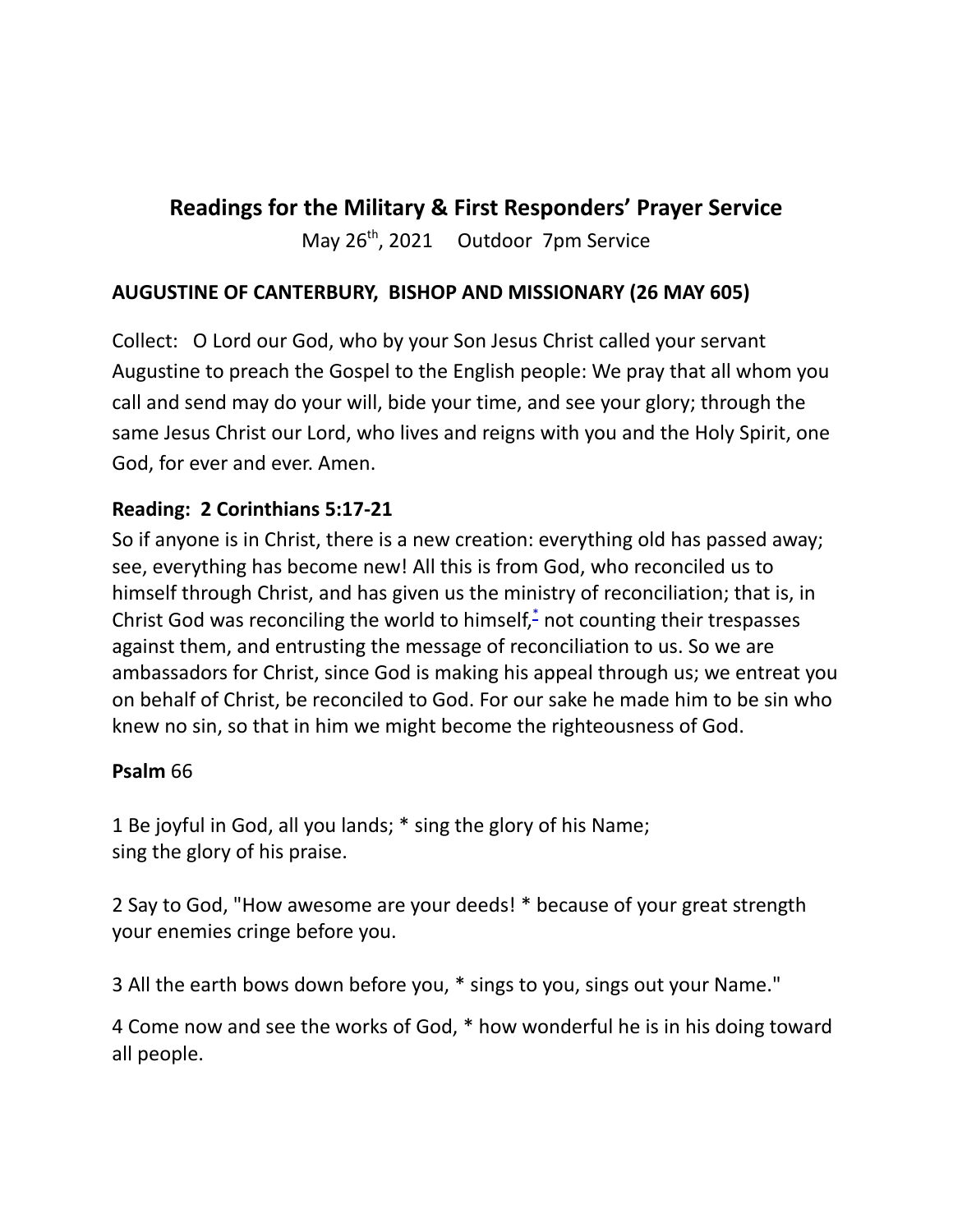# Readings for the Military & First Responders' Prayer Service

May 26th, 2021     Outdoor 7pm Service

**AUGUSTINE OF CANTERBURY, BISHOP AND MISSIONARY (26 MAY 605)**

Collect: O Lord our God, who by your Son Jesus Christ called your servant Augustine to preach the Gospel to the English people: We pray that all whom you call and send may do your will, bide your time, and see your glory; through the same Jesus Christ our Lord, who lives and reigns with you and the Holy Spirit, one God, for ever and ever. Amen.

**Reading: 2 Corinthians 5:17-21**

So if anyone is in Christ, there is a new creation: everything old has passed away; see, everything has become new! All this is from God, who reconciled us to himself through Christ, and has given us the ministry of reconciliation; that is, in Christ God was reconciling the world to himself,* not counting their trespasses against them, and entrusting the message of reconciliation to us. So we are ambassadors for Christ, since God is making his appeal through us; we entreat you on behalf of Christ, be reconciled to God. For our sake he made him to be sin who knew no sin, so that in him we might become the righteousness of God.

**Psalm** 66

1 Be joyful in God, all you lands; * sing the glory of his Name;
sing the glory of his praise.

2 Say to God, "How awesome are your deeds! * because of your great strength your enemies cringe before you.

3 All the earth bows down before you, * sings to you, sings out your Name."

4 Come now and see the works of God, * how wonderful he is in his doing toward all people.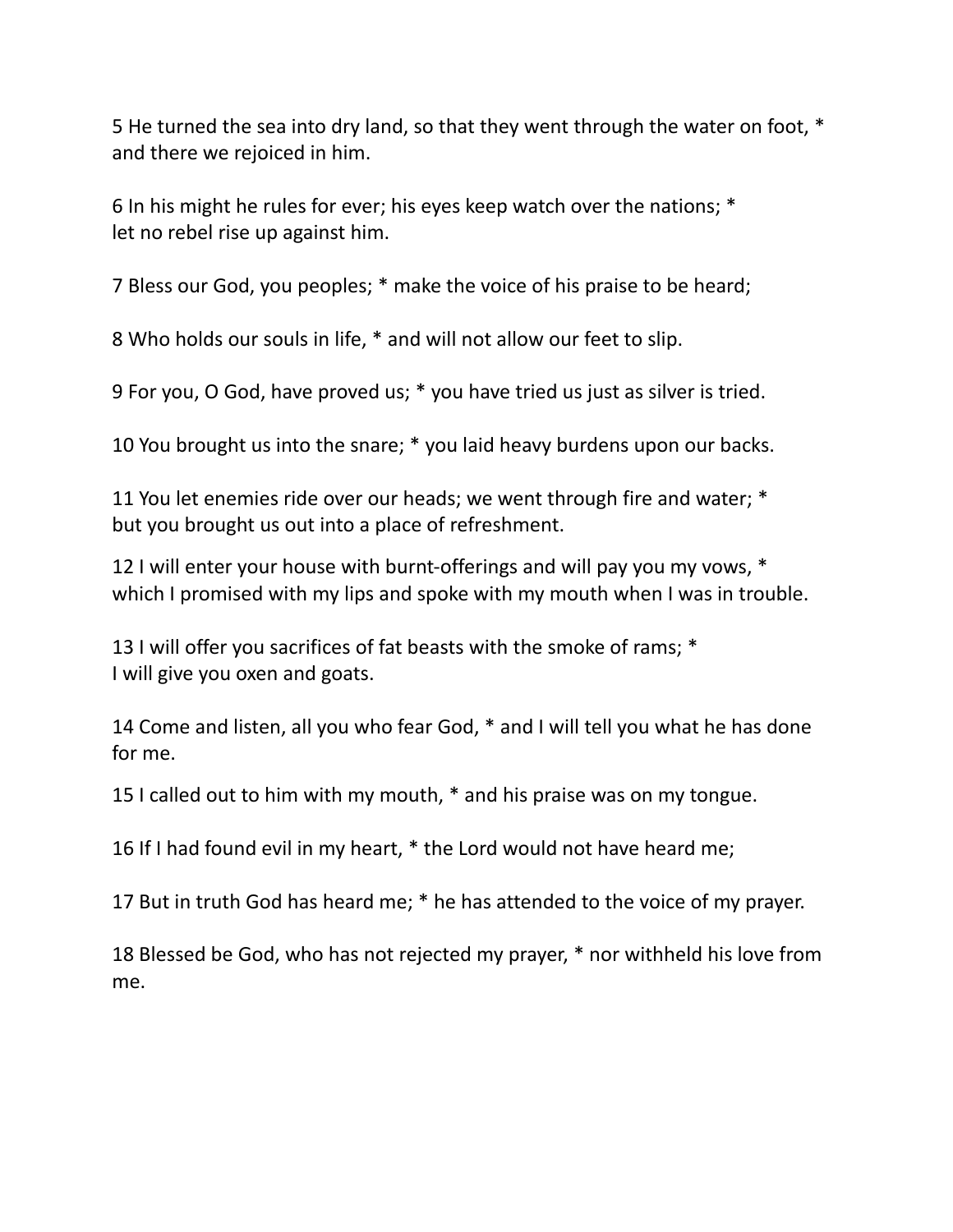5 He turned the sea into dry land, so that they went through the water on foot, *
and there we rejoiced in him.

6 In his might he rules for ever; his eyes keep watch over the nations; *
let no rebel rise up against him.

7 Bless our God, you peoples; * make the voice of his praise to be heard;

8 Who holds our souls in life, * and will not allow our feet to slip.

9 For you, O God, have proved us; * you have tried us just as silver is tried.

10 You brought us into the snare; * you laid heavy burdens upon our backs.

11 You let enemies ride over our heads; we went through fire and water; *
but you brought us out into a place of refreshment.

12 I will enter your house with burnt-offerings and will pay you my vows, *
which I promised with my lips and spoke with my mouth when I was in trouble.

13 I will offer you sacrifices of fat beasts with the smoke of rams; *
I will give you oxen and goats.

14 Come and listen, all you who fear God, * and I will tell you what he has done for me.

15 I called out to him with my mouth, * and his praise was on my tongue.

16 If I had found evil in my heart, * the Lord would not have heard me;

17 But in truth God has heard me; * he has attended to the voice of my prayer.

18 Blessed be God, who has not rejected my prayer, * nor withheld his love from me.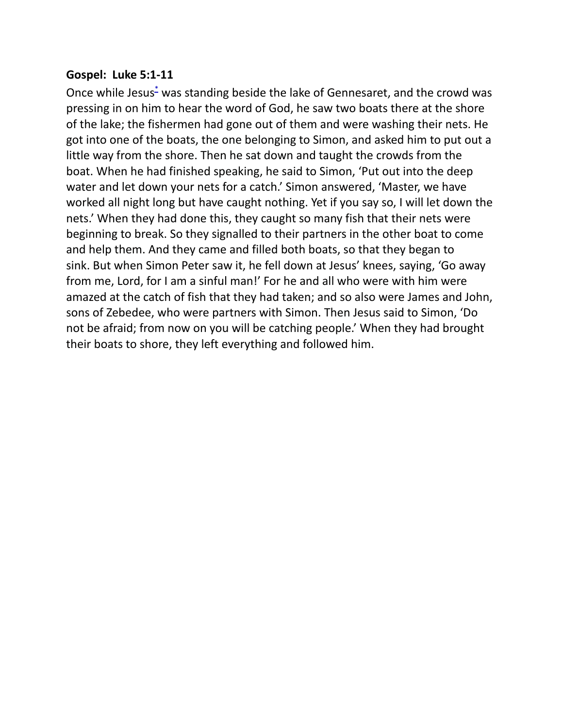**Gospel: Luke 5:1-11**

Once while Jesus[*] was standing beside the lake of Gennesaret, and the crowd was pressing in on him to hear the word of God, he saw two boats there at the shore of the lake; the fishermen had gone out of them and were washing their nets. He got into one of the boats, the one belonging to Simon, and asked him to put out a little way from the shore. Then he sat down and taught the crowds from the boat. When he had finished speaking, he said to Simon, 'Put out into the deep water and let down your nets for a catch.' Simon answered, 'Master, we have worked all night long but have caught nothing. Yet if you say so, I will let down the nets.' When they had done this, they caught so many fish that their nets were beginning to break. So they signalled to their partners in the other boat to come and help them. And they came and filled both boats, so that they began to sink. But when Simon Peter saw it, he fell down at Jesus' knees, saying, 'Go away from me, Lord, for I am a sinful man!' For he and all who were with him were amazed at the catch of fish that they had taken; and so also were James and John, sons of Zebedee, who were partners with Simon. Then Jesus said to Simon, 'Do not be afraid; from now on you will be catching people.' When they had brought their boats to shore, they left everything and followed him.